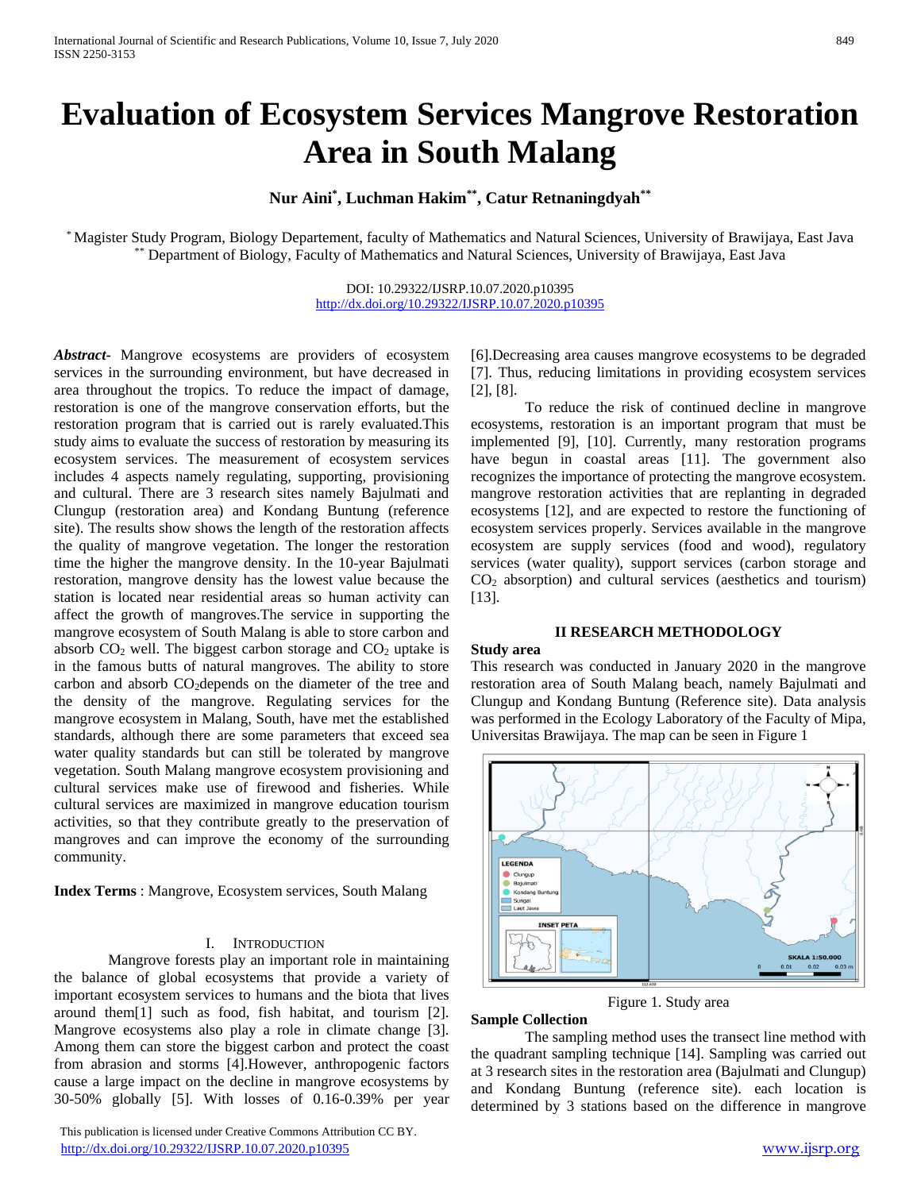# Evaluation of Ecosystem Services Mangrove Restoration Area in South Malang

**Nur Aini*, Luchman Hakim**, Catur Retnaningdyah****

\* Magister Study Program, Biology Departement, faculty of Mathematics and Natural Sciences, University of Brawijaya, East Java
\*\* Department of Biology, Faculty of Mathematics and Natural Sciences, University of Brawijaya, East Java

DOI: 10.29322/IJSRP.10.07.2020.p10395
http://dx.doi.org/10.29322/IJSRP.10.07.2020.p10395

***Abstract-*** Mangrove ecosystems are providers of ecosystem services in the surrounding environment, but have decreased in area throughout the tropics. To reduce the impact of damage, restoration is one of the mangrove conservation efforts, but the restoration program that is carried out is rarely evaluated.This study aims to evaluate the success of restoration by measuring its ecosystem services. The measurement of ecosystem services includes 4 aspects namely regulating, supporting, provisioning and cultural. There are 3 research sites namely Bajulmati and Clungup (restoration area) and Kondang Buntung (reference site). The results show shows the length of the restoration affects the quality of mangrove vegetation. The longer the restoration time the higher the mangrove density. In the 10-year Bajulmati restoration, mangrove density has the lowest value because the station is located near residential areas so human activity can affect the growth of mangroves.The service in supporting the mangrove ecosystem of South Malang is able to store carbon and absorb $CO_2$ well. The biggest carbon storage and $CO_2$ uptake is in the famous butts of natural mangroves. The ability to store carbon and absorb $CO_2$depends on the diameter of the tree and the density of the mangrove. Regulating services for the mangrove ecosystem in Malang, South, have met the established standards, although there are some parameters that exceed sea water quality standards but can still be tolerated by mangrove vegetation. South Malang mangrove ecosystem provisioning and cultural services make use of firewood and fisheries. While cultural services are maximized in mangrove education tourism activities, so that they contribute greatly to the preservation of mangroves and can improve the economy of the surrounding community.

**Index Terms** : Mangrove, Ecosystem services, South Malang

## I. INTRODUCTION

Mangrove forests play an important role in maintaining the balance of global ecosystems that provide a variety of important ecosystem services to humans and the biota that lives around them[1] such as food, fish habitat, and tourism [2]. Mangrove ecosystems also play a role in climate change [3]. Among them can store the biggest carbon and protect the coast from abrasion and storms [4].However, anthropogenic factors cause a large impact on the decline in mangrove ecosystems by 30-50% globally [5]. With losses of 0.16-0.39% per year [6].Decreasing area causes mangrove ecosystems to be degraded [7]. Thus, reducing limitations in providing ecosystem services [2], [8].

To reduce the risk of continued decline in mangrove ecosystems, restoration is an important program that must be implemented [9], [10]. Currently, many restoration programs have begun in coastal areas [11]. The government also recognizes the importance of protecting the mangrove ecosystem. mangrove restoration activities that are replanting in degraded ecosystems [12], and are expected to restore the functioning of ecosystem services properly. Services available in the mangrove ecosystem are supply services (food and wood), regulatory services (water quality), support services (carbon storage and $CO_2$ absorption) and cultural services (aesthetics and tourism) [13].

## II RESEARCH METHODOLOGY

### Study area

This research was conducted in January 2020 in the mangrove restoration area of South Malang beach, namely Bajulmati and Clungup and Kondang Buntung (Reference site). Data analysis was performed in the Ecology Laboratory of the Faculty of Mipa, Universitas Brawijaya. The map can be seen in Figure 1

Figure 1. Study area

### Sample Collection

The sampling method uses the transect line method with the quadrant sampling technique [14]. Sampling was carried out at 3 research sites in the restoration area (Bajulmati and Clungup) and Kondang Buntung (reference site). each location is determined by 3 stations based on the difference in mangrove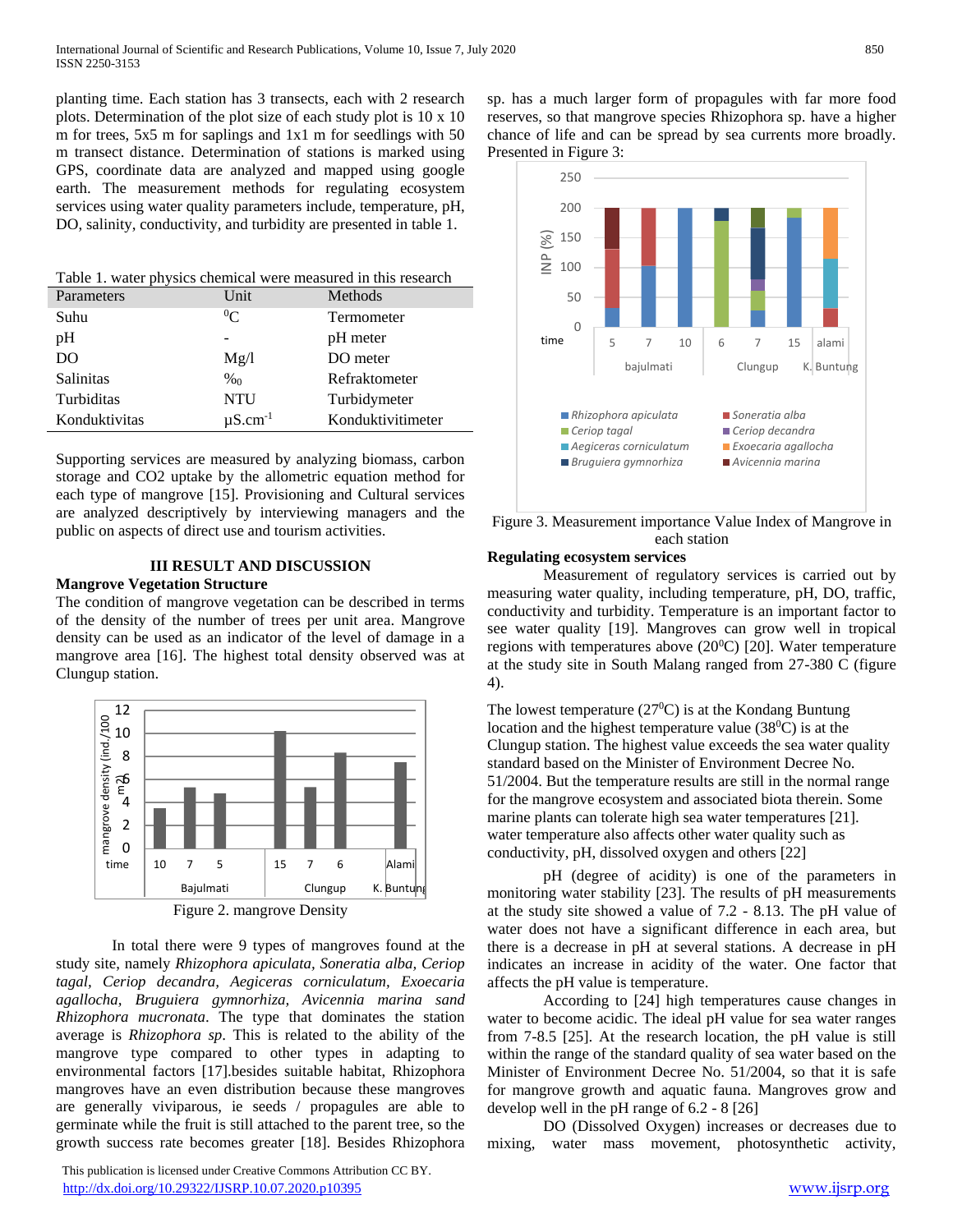planting time. Each station has 3 transects, each with 2 research plots. Determination of the plot size of each study plot is 10 x 10 m for trees, 5x5 m for saplings and 1x1 m for seedlings with 50 m transect distance. Determination of stations is marked using GPS, coordinate data are analyzed and mapped using google earth. The measurement methods for regulating ecosystem services using water quality parameters include, temperature, pH, DO, salinity, conductivity, and turbidity are presented in table 1.

Table 1. water physics chemical were measured in this research

| Parameters | Unit | Methods |
|---|---|---|
| Suhu | $^0C$ | Termometer |
| pH | - | pH meter |
| DO | Mg/l | DO meter |
| Salinitas | ‰ | Refraktometer |
| Turbiditas | NTU | Turbidymeter |
| Konduktivitas | $\mu S.cm^{-1}$ | Konduktivitimeter |

Supporting services are measured by analyzing biomass, carbon storage and CO2 uptake by the allometric equation method for each type of mangrove [15]. Provisioning and Cultural services are analyzed descriptively by interviewing managers and the public on aspects of direct use and tourism activities.

## III RESULT AND DISCUSSION

**Mangrove Vegetation Structure**

The condition of mangrove vegetation can be described in terms of the density of the number of trees per unit area. Mangrove density can be used as an indicator of the level of damage in a mangrove area [16]. The highest total density observed was at Clungup station.

Figure 2. mangrove Density

In total there were 9 types of mangroves found at the study site, namely *Rhizophora apiculata, Soneratia alba, Ceriop tagal, Ceriop decandra, Aegiceras corniculatum, Exoecaria agallocha, Bruguiera gymnorhiza, Avicennia marina sand Rhizophora mucronata*. The type that dominates the station average is *Rhizophora sp*. This is related to the ability of the mangrove type compared to other types in adapting to environmental factors [17].besides suitable habitat, Rhizophora mangroves have an even distribution because these mangroves are generally viviparous, ie seeds / propagules are able to germinate while the fruit is still attached to the parent tree, so the growth success rate becomes greater [18]. Besides Rhizophora sp. has a much larger form of propagules with far more food reserves, so that mangrove species Rhizophora sp. have a higher chance of life and can be spread by sea currents more broadly. Presented in Figure 3:

Figure 3. Measurement importance Value Index of Mangrove in each station

**Regulating ecosystem services**

Measurement of regulatory services is carried out by measuring water quality, including temperature, pH, DO, traffic, conductivity and turbidity. Temperature is an important factor to see water quality [19]. Mangroves can grow well in tropical regions with temperatures above ($20^0C$) [20]. Water temperature at the study site in South Malang ranged from 27-380 C (figure 4).

The lowest temperature ($27^0C$) is at the Kondang Buntung location and the highest temperature value ($38^0C$) is at the Clungup station. The highest value exceeds the sea water quality standard based on the Minister of Environment Decree No. 51/2004. But the temperature results are still in the normal range for the mangrove ecosystem and associated biota therein. Some marine plants can tolerate high sea water temperatures [21]. water temperature also affects other water quality such as conductivity, pH, dissolved oxygen and others [22]

pH (degree of acidity) is one of the parameters in monitoring water stability [23]. The results of pH measurements at the study site showed a value of 7.2 - 8.13. The pH value of water does not have a significant difference in each area, but there is a decrease in pH at several stations. A decrease in pH indicates an increase in acidity of the water. One factor that affects the pH value is temperature.

According to [24] high temperatures cause changes in water to become acidic. The ideal pH value for sea water ranges from 7-8.5 [25]. At the research location, the pH value is still within the range of the standard quality of sea water based on the Minister of Environment Decree No. 51/2004, so that it is safe for mangrove growth and aquatic fauna. Mangroves grow and develop well in the pH range of 6.2 - 8 [26]

DO (Dissolved Oxygen) increases or decreases due to mixing, water mass movement, photosynthetic activity,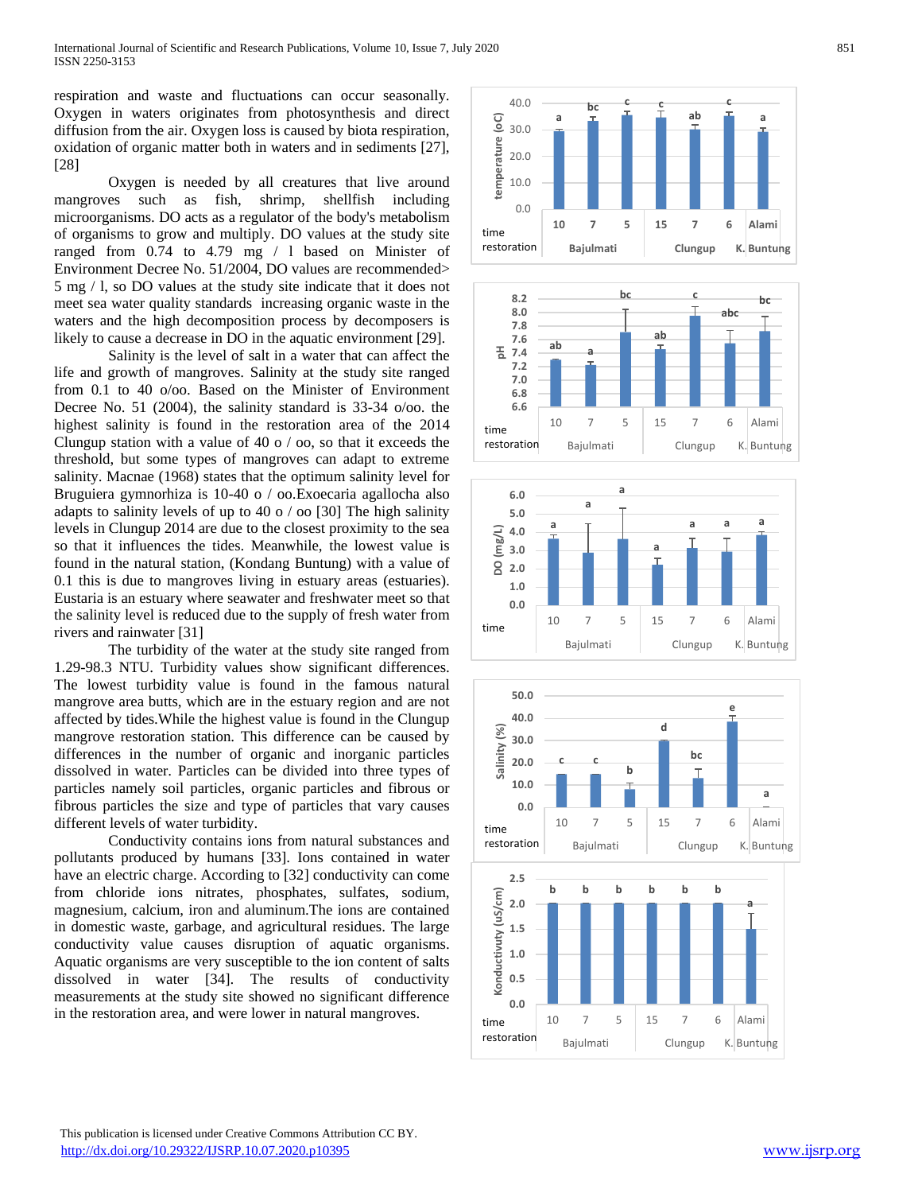respiration and waste and fluctuations can occur seasonally. Oxygen in waters originates from photosynthesis and direct diffusion from the air. Oxygen loss is caused by biota respiration, oxidation of organic matter both in waters and in sediments [27], [28]

Oxygen is needed by all creatures that live around mangroves such as fish, shrimp, shellfish including microorganisms. DO acts as a regulator of the body's metabolism of organisms to grow and multiply. DO values at the study site ranged from 0.74 to 4.79 mg / l based on Minister of Environment Decree No. 51/2004, DO values are recommended> 5 mg / l, so DO values at the study site indicate that it does not meet sea water quality standards increasing organic waste in the waters and the high decomposition process by decomposers is likely to cause a decrease in DO in the aquatic environment [29].

Salinity is the level of salt in a water that can affect the life and growth of mangroves. Salinity at the study site ranged from 0.1 to 40 o/oo. Based on the Minister of Environment Decree No. 51 (2004), the salinity standard is 33-34 o/oo. the highest salinity is found in the restoration area of the 2014 Clungup station with a value of 40 o / oo, so that it exceeds the threshold, but some types of mangroves can adapt to extreme salinity. Macnae (1968) states that the optimum salinity level for Bruguiera gymnorhiza is 10-40 o / oo.Exoecaria agallocha also adapts to salinity levels of up to 40 o / oo [30] The high salinity levels in Clungup 2014 are due to the closest proximity to the sea so that it influences the tides. Meanwhile, the lowest value is found in the natural station, (Kondang Buntung) with a value of 0.1 this is due to mangroves living in estuary areas (estuaries). Eustaria is an estuary where seawater and freshwater meet so that the salinity level is reduced due to the supply of fresh water from rivers and rainwater [31]

The turbidity of the water at the study site ranged from 1.29-98.3 NTU. Turbidity values show significant differences. The lowest turbidity value is found in the famous natural mangrove area butts, which are in the estuary region and are not affected by tides.While the highest value is found in the Clungup mangrove restoration station. This difference can be caused by differences in the number of organic and inorganic particles dissolved in water. Particles can be divided into three types of particles namely soil particles, organic particles and fibrous or fibrous particles the size and type of particles that vary causes different levels of water turbidity.

Conductivity contains ions from natural substances and pollutants produced by humans [33]. Ions contained in water have an electric charge. According to [32] conductivity can come from chloride ions nitrates, phosphates, sulfates, sodium, magnesium, calcium, iron and aluminum.The ions are contained in domestic waste, garbage, and agricultural residues. The large conductivity value causes disruption of aquatic organisms. Aquatic organisms are very susceptible to the ion content of salts dissolved in water [34]. The results of conductivity measurements at the study site showed no significant difference in the restoration area, and were lower in natural mangroves.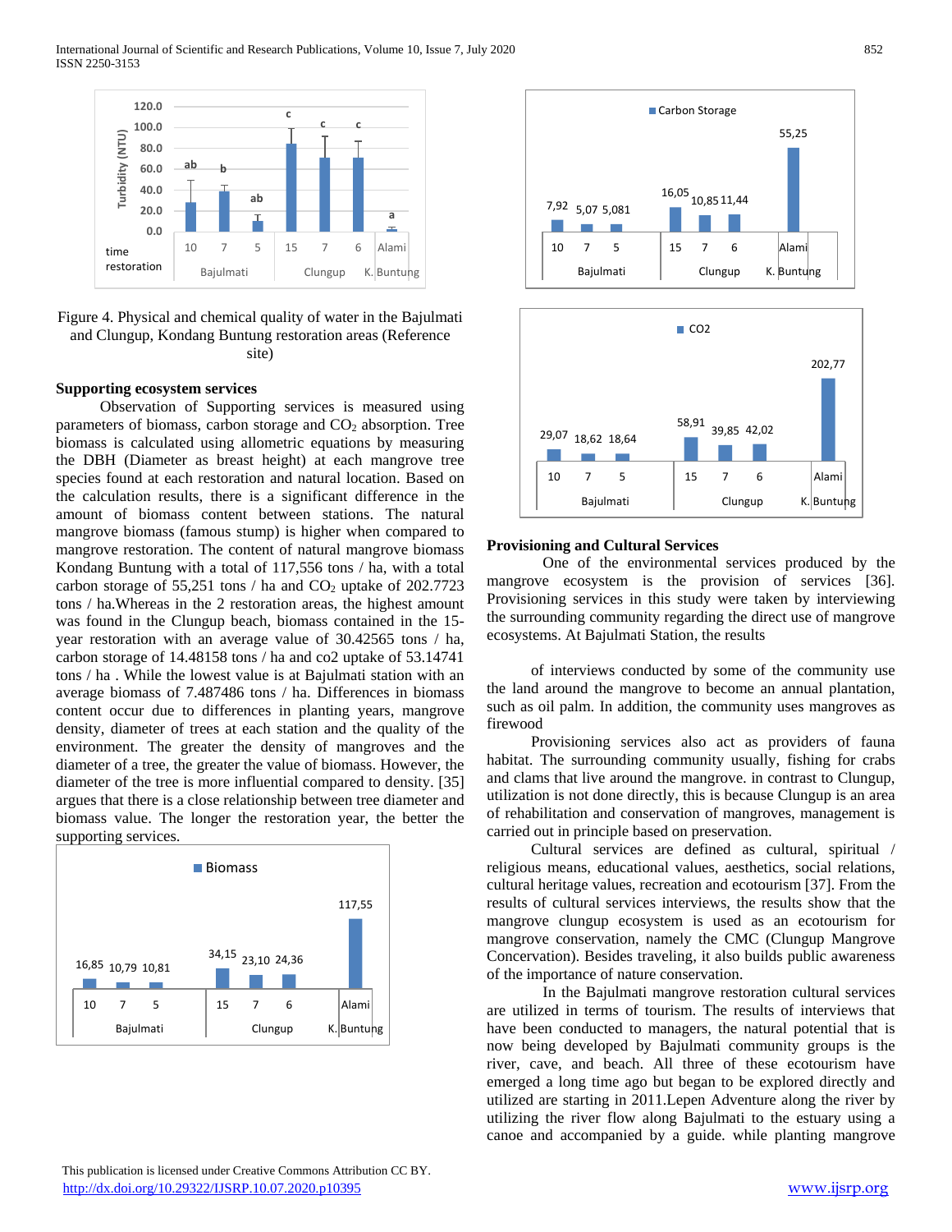Figure 4. Physical and chemical quality of water in the Bajulmati and Clungup, Kondang Buntung restoration areas (Reference site)

### Supporting ecosystem services

Observation of Supporting services is measured using parameters of biomass, carbon storage and $CO_2$ absorption. Tree biomass is calculated using allometric equations by measuring the DBH (Diameter as breast height) at each mangrove tree species found at each restoration and natural location. Based on the calculation results, there is a significant difference in the amount of biomass content between stations. The natural mangrove biomass (famous stump) is higher when compared to mangrove restoration. The content of natural mangrove biomass Kondang Buntung with a total of 117,556 tons / ha, with a total carbon storage of 55,251 tons / ha and $CO_2$ uptake of 202.7723 tons / ha.Whereas in the 2 restoration areas, the highest amount was found in the Clungup beach, biomass contained in the 15-year restoration with an average value of 30.42565 tons / ha, carbon storage of 14.48158 tons / ha and co2 uptake of 53.14741 tons / ha . While the lowest value is at Bajulmati station with an average biomass of 7.487486 tons / ha. Differences in biomass content occur due to differences in planting years, mangrove density, diameter of trees at each station and the quality of the environment. The greater the density of mangroves and the diameter of a tree, the greater the value of biomass. However, the diameter of the tree is more influential compared to density. [35] argues that there is a close relationship between tree diameter and biomass value. The longer the restoration year, the better the supporting services.

### Provisioning and Cultural Services

One of the environmental services produced by the mangrove ecosystem is the provision of services [36]. Provisioning services in this study were taken by interviewing the surrounding community regarding the direct use of mangrove ecosystems. At Bajulmati Station, the results

of interviews conducted by some of the community use the land around the mangrove to become an annual plantation, such as oil palm. In addition, the community uses mangroves as firewood

Provisioning services also act as providers of fauna habitat. The surrounding community usually, fishing for crabs and clams that live around the mangrove. in contrast to Clungup, utilization is not done directly, this is because Clungup is an area of rehabilitation and conservation of mangroves, management is carried out in principle based on preservation.

Cultural services are defined as cultural, spiritual / religious means, educational values, aesthetics, social relations, cultural heritage values, recreation and ecotourism [37]. From the results of cultural services interviews, the results show that the mangrove clungup ecosystem is used as an ecotourism for mangrove conservation, namely the CMC (Clungup Mangrove Concervation). Besides traveling, it also builds public awareness of the importance of nature conservation.

In the Bajulmati mangrove restoration cultural services are utilized in terms of tourism. The results of interviews that have been conducted to managers, the natural potential that is now being developed by Bajulmati community groups is the river, cave, and beach. All three of these ecotourism have emerged a long time ago but began to be explored directly and utilized are starting in 2011.Lepen Adventure along the river by utilizing the river flow along Bajulmati to the estuary using a canoe and accompanied by a guide. while planting mangrove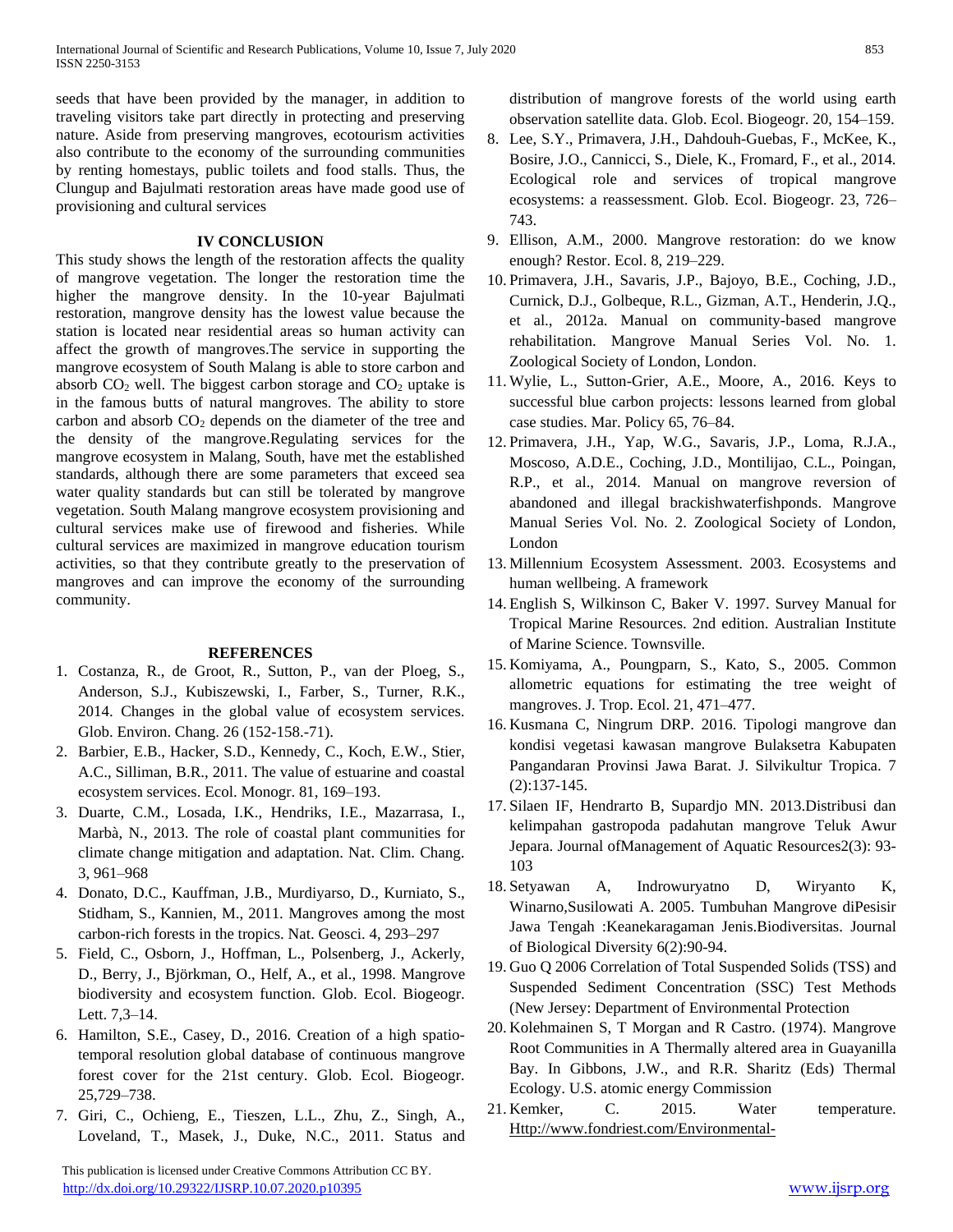seeds that have been provided by the manager, in addition to traveling visitors take part directly in protecting and preserving nature. Aside from preserving mangroves, ecotourism activities also contribute to the economy of the surrounding communities by renting homestays, public toilets and food stalls. Thus, the Clungup and Bajulmati restoration areas have made good use of provisioning and cultural services

## IV CONCLUSION

This study shows the length of the restoration affects the quality of mangrove vegetation. The longer the restoration time the higher the mangrove density. In the 10-year Bajulmati restoration, mangrove density has the lowest value because the station is located near residential areas so human activity can affect the growth of mangroves.The service in supporting the mangrove ecosystem of South Malang is able to store carbon and absorb $CO_2$ well. The biggest carbon storage and $CO_2$ uptake is in the famous butts of natural mangroves. The ability to store carbon and absorb $CO_2$ depends on the diameter of the tree and the density of the mangrove.Regulating services for the mangrove ecosystem in Malang, South, have met the established standards, although there are some parameters that exceed sea water quality standards but can still be tolerated by mangrove vegetation. South Malang mangrove ecosystem provisioning and cultural services make use of firewood and fisheries. While cultural services are maximized in mangrove education tourism activities, so that they contribute greatly to the preservation of mangroves and can improve the economy of the surrounding community.

## REFERENCES

1. Costanza, R., de Groot, R., Sutton, P., van der Ploeg, S., Anderson, S.J., Kubiszewski, I., Farber, S., Turner, R.K., 2014. Changes in the global value of ecosystem services. Glob. Environ. Chang. 26 (152-158.-71).
2. Barbier, E.B., Hacker, S.D., Kennedy, C., Koch, E.W., Stier, A.C., Silliman, B.R., 2011. The value of estuarine and coastal ecosystem services. Ecol. Monogr. 81, 169–193.
3. Duarte, C.M., Losada, I.K., Hendriks, I.E., Mazarrasa, I., Marbà, N., 2013. The role of coastal plant communities for climate change mitigation and adaptation. Nat. Clim. Chang. 3, 961–968
4. Donato, D.C., Kauffman, J.B., Murdiyarso, D., Kurniato, S., Stidham, S., Kannien, M., 2011. Mangroves among the most carbon-rich forests in the tropics. Nat. Geosci. 4, 293–297
5. Field, C., Osborn, J., Hoffman, L., Polsenberg, J., Ackerly, D., Berry, J., Björkman, O., Helf, A., et al., 1998. Mangrove biodiversity and ecosystem function. Glob. Ecol. Biogeogr. Lett. 7,3–14.
6. Hamilton, S.E., Casey, D., 2016. Creation of a high spatio-temporal resolution global database of continuous mangrove forest cover for the 21st century. Glob. Ecol. Biogeogr. 25,729–738.
7. Giri, C., Ochieng, E., Tieszen, L.L., Zhu, Z., Singh, A., Loveland, T., Masek, J., Duke, N.C., 2011. Status and distribution of mangrove forests of the world using earth observation satellite data. Glob. Ecol. Biogeogr. 20, 154–159.
8. Lee, S.Y., Primavera, J.H., Dahdouh-Guebas, F., McKee, K., Bosire, J.O., Cannicci, S., Diele, K., Fromard, F., et al., 2014. Ecological role and services of tropical mangrove ecosystems: a reassessment. Glob. Ecol. Biogeogr. 23, 726–743.
9. Ellison, A.M., 2000. Mangrove restoration: do we know enough? Restor. Ecol. 8, 219–229.
10. Primavera, J.H., Savaris, J.P., Bajoyo, B.E., Coching, J.D., Curnick, D.J., Golbeque, R.L., Gizman, A.T., Henderin, J.Q., et al., 2012a. Manual on community-based mangrove rehabilitation. Mangrove Manual Series Vol. No. 1. Zoological Society of London, London.
11. Wylie, L., Sutton-Grier, A.E., Moore, A., 2016. Keys to successful blue carbon projects: lessons learned from global case studies. Mar. Policy 65, 76–84.
12. Primavera, J.H., Yap, W.G., Savaris, J.P., Loma, R.J.A., Moscoso, A.D.E., Coching, J.D., Montilijao, C.L., Poingan, R.P., et al., 2014. Manual on mangrove reversion of abandoned and illegal brackishwaterfishponds. Mangrove Manual Series Vol. No. 2. Zoological Society of London, London
13. Millennium Ecosystem Assessment. 2003. Ecosystems and human wellbeing. A framework
14. English S, Wilkinson C, Baker V. 1997. Survey Manual for Tropical Marine Resources. 2nd edition. Australian Institute of Marine Science. Townsville.
15. Komiyama, A., Poungparn, S., Kato, S., 2005. Common allometric equations for estimating the tree weight of mangroves. J. Trop. Ecol. 21, 471–477.
16. Kusmana C, Ningrum DRP. 2016. Tipologi mangrove dan kondisi vegetasi kawasan mangrove Bulaksetra Kabupaten Pangandaran Provinsi Jawa Barat. J. Silvikultur Tropica. 7 (2):137-145.
17. Silaen IF, Hendrarto B, Supardjo MN. 2013.Distribusi dan kelimpahan gastropoda padahutan mangrove Teluk Awur Jepara. Journal ofManagement of Aquatic Resources2(3): 93-103
18. Setyawan A, Indrowuryatno D, Wiryanto K, Winarno,Susilowati A. 2005. Tumbuhan Mangrove diPesisir Jawa Tengah :Keanekaragaman Jenis.Biodiversitas. Journal of Biological Diversity 6(2):90-94.
19. Guo Q 2006 Correlation of Total Suspended Solids (TSS) and Suspended Sediment Concentration (SSC) Test Methods (New Jersey: Department of Environmental Protection
20. Kolehmainen S, T Morgan and R Castro. (1974). Mangrove Root Communities in A Thermally altered area in Guayanilla Bay. In Gibbons, J.W., and R.R. Sharitz (Eds) Thermal Ecology. U.S. atomic energy Commission
21. Kemker, C. 2015. Water temperature. Http://www.fondriest.com/Environmental-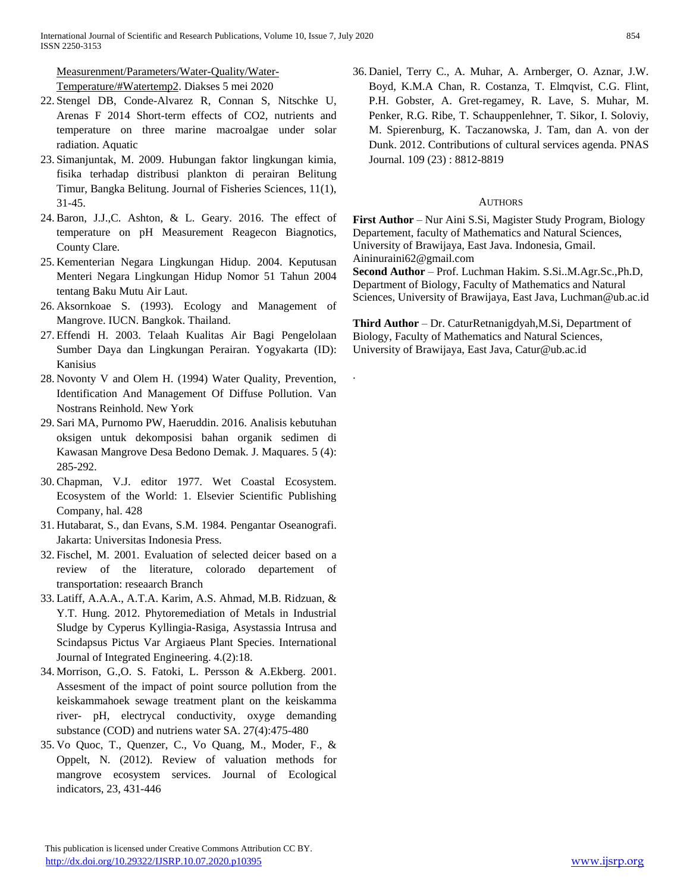Measurenment/Parameters/Water-Quality/Water-Temperature/#Watertemp2. Diakses 5 mei 2020

22. Stengel DB, Conde-Alvarez R, Connan S, Nitschke U, Arenas F 2014 Short-term effects of CO2, nutrients and temperature on three marine macroalgae under solar radiation. Aquatic
23. Simanjuntak, M. 2009. Hubungan faktor lingkungan kimia, fisika terhadap distribusi plankton di perairan Belitung Timur, Bangka Belitung. Journal of Fisheries Sciences, 11(1), 31-45.
24. Baron, J.J.,C. Ashton, & L. Geary. 2016. The effect of temperature on pH Measurement Reagecon Biagnotics, County Clare.
25. Kementerian Negara Lingkungan Hidup. 2004. Keputusan Menteri Negara Lingkungan Hidup Nomor 51 Tahun 2004 tentang Baku Mutu Air Laut.
26. Aksornkoae S. (1993). Ecology and Management of Mangrove. IUCN. Bangkok. Thailand.
27. Effendi H. 2003. Telaah Kualitas Air Bagi Pengelolaan Sumber Daya dan Lingkungan Perairan. Yogyakarta (ID): Kanisius
28. Novonty V and Olem H. (1994) Water Quality, Prevention, Identification And Management Of Diffuse Pollution. Van Nostrans Reinhold. New York
29. Sari MA, Purnomo PW, Haeruddin. 2016. Analisis kebutuhan oksigen untuk dekomposisi bahan organik sedimen di Kawasan Mangrove Desa Bedono Demak. J. Maquares. 5 (4): 285-292.
30. Chapman, V.J. editor 1977. Wet Coastal Ecosystem. Ecosystem of the World: 1. Elsevier Scientific Publishing Company, hal. 428
31. Hutabarat, S., dan Evans, S.M. 1984. Pengantar Oseanografi. Jakarta: Universitas Indonesia Press.
32. Fischel, M. 2001. Evaluation of selected deicer based on a review of the literature, colorado departement of transportation: reseaarch Branch
33. Latiff, A.A.A., A.T.A. Karim, A.S. Ahmad, M.B. Ridzuan, & Y.T. Hung. 2012. Phytoremediation of Metals in Industrial Sludge by Cyperus Kyllingia-Rasiga, Asystassia Intrusa and Scindapsus Pictus Var Argiaeus Plant Species. International Journal of Integrated Engineering. 4.(2):18.
34. Morrison, G.,O. S. Fatoki, L. Persson & A.Ekberg. 2001. Assesment of the impact of point source pollution from the keiskammahoek sewage treatment plant on the keiskamma river- pH, electrycal conductivity, oxyge demanding substance (COD) and nutriens water SA. 27(4):475-480
35. Vo Quoc, T., Quenzer, C., Vo Quang, M., Moder, F., & Oppelt, N. (2012). Review of valuation methods for mangrove ecosystem services. Journal of Ecological indicators, 23, 431-446
36. Daniel, Terry C., A. Muhar, A. Arnberger, O. Aznar, J.W. Boyd, K.M.A Chan, R. Costanza, T. Elmqvist, C.G. Flint, P.H. Gobster, A. Gret-regamey, R. Lave, S. Muhar, M. Penker, R.G. Ribe, T. Schauppenlehner, T. Sikor, I. Soloviy, M. Spierenburg, K. Taczanowska, J. Tam, dan A. von der Dunk. 2012. Contributions of cultural services agenda. PNAS Journal. 109 (23) : 8812-8819

## AUTHORS

**First Author** – Nur Aini S.Si, Magister Study Program, Biology Departement, faculty of Mathematics and Natural Sciences, University of Brawijaya, East Java. Indonesia, Gmail. Aininuraini62@gmail.com

**Second Author** – Prof. Luchman Hakim. S.Si..M.Agr.Sc.,Ph.D, Department of Biology, Faculty of Mathematics and Natural Sciences, University of Brawijaya, East Java, Luchman@ub.ac.id

**Third Author** – Dr. CaturRetnanigdyah,M.Si, Department of Biology, Faculty of Mathematics and Natural Sciences, University of Brawijaya, East Java, Catur@ub.ac.id